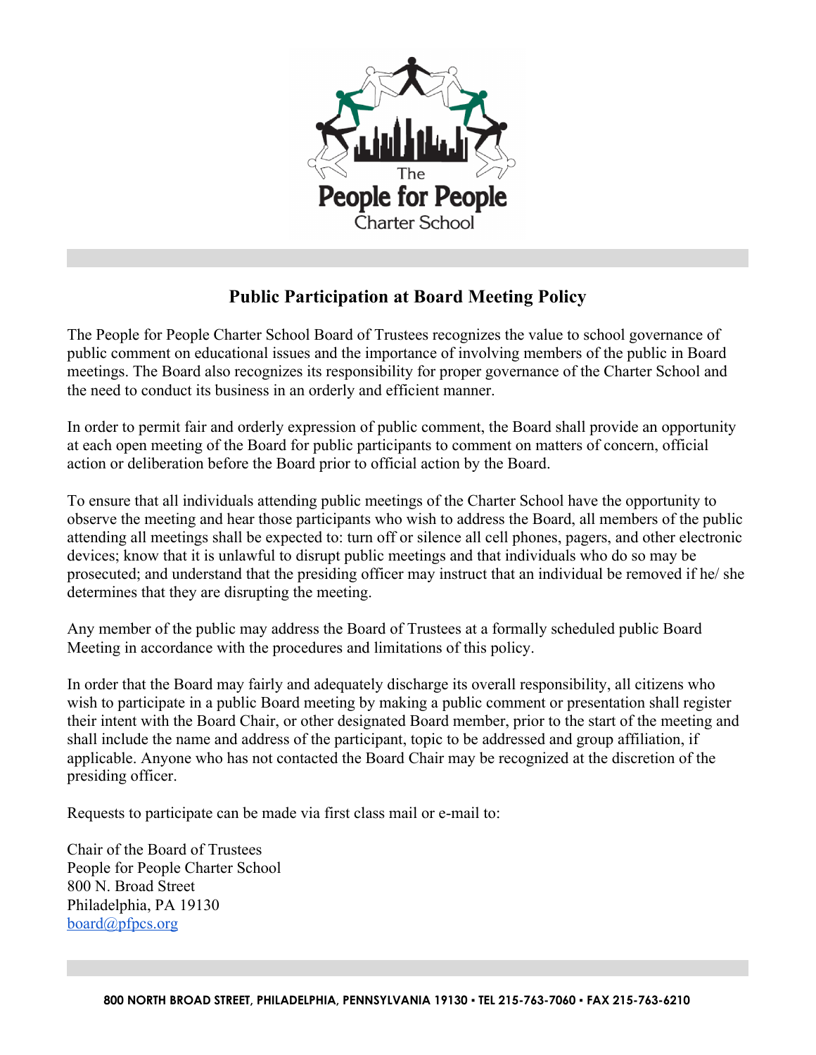# Public Participation at Board Meeting Policy

The People for People Charter School Board of Trustees recognizes the value to school governance of public comment on educational issues and the importance of involving members of the public in Board meetings. The Board also recognizes its responsibility for proper governance of the Charter School and the need to conduct its business in an orderly and efficient manner.

In order to permit fair and orderly expression of public comment, the Board shall provide an opportunity at each open meeting of the Board for public participants to comment on matters of concern, official action or deliberation before the Board prior to official action by the Board.

To ensure that all individuals attending public meetings of the Charter School have the opportunity to observe the meeting and hear those participants who wish to address the Board, all members of the public attending all meetings shall be expected to: turn off or silence all cell phones, pagers, and other electronic devices; know that it is unlawful to disrupt public meetings and that individuals who do so may be prosecuted; and understand that the presiding officer may instruct that an individual be removed if he/ she determines that they are disrupting the meeting.

Any member of the public may address the Board of Trustees at a formally scheduled public Board Meeting in accordance with the procedures and limitations of this policy.

In order that the Board may fairly and adequately discharge its overall responsibility, all citizens who wish to participate in a public Board meeting by making a public comment or presentation shall register their intent with the Board Chair, or other designated Board member, prior to the start of the meeting and shall include the name and address of the participant, topic to be addressed and group affiliation, if applicable. Anyone who has not contacted the Board Chair may be recognized at the discretion of the presiding officer.

Requests to participate can be made via first class mail or e-mail to:

Chair of the Board of Trustees
People for People Charter School
800 N. Broad Street
Philadelphia, PA 19130
board@pfpcs.org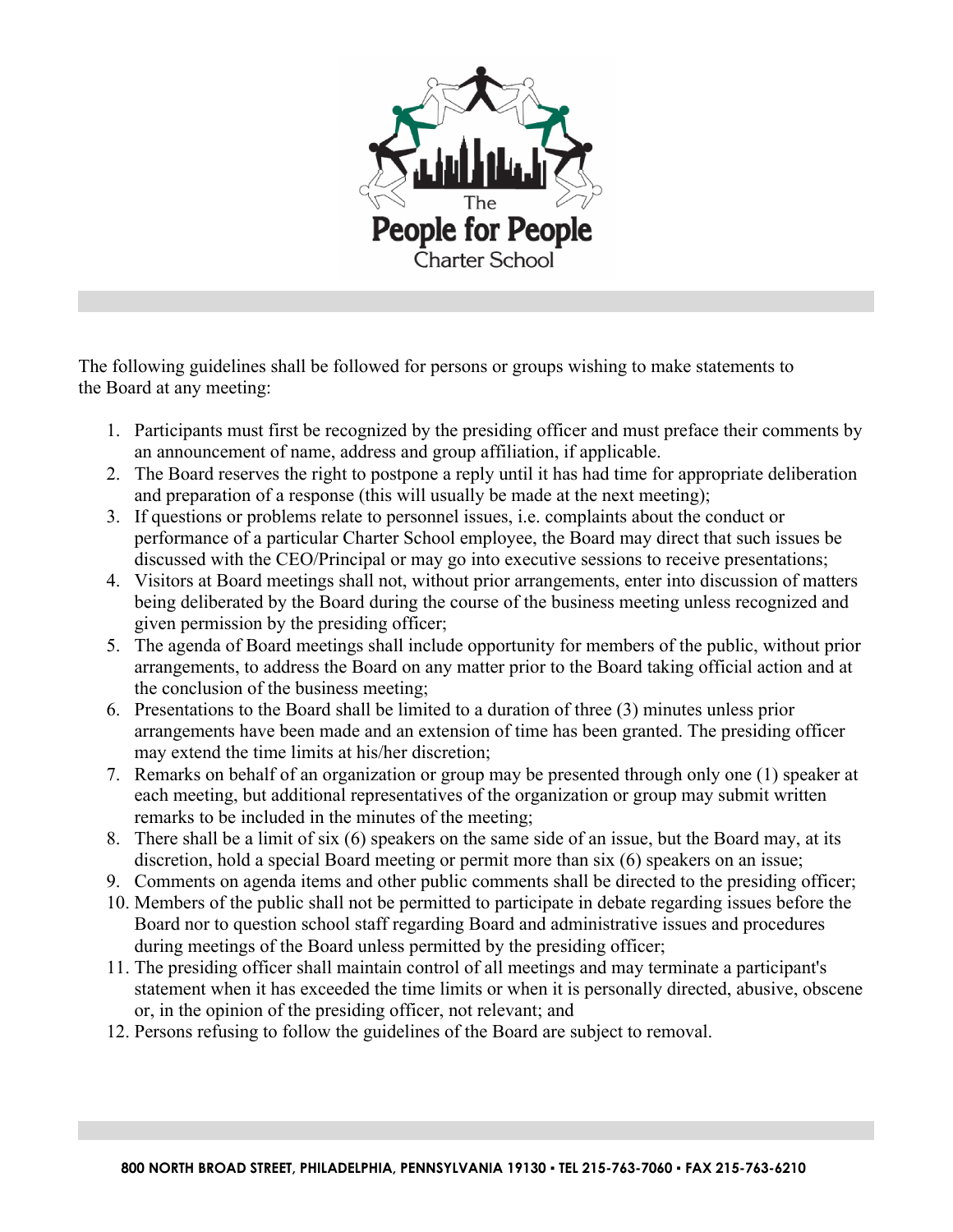The following guidelines shall be followed for persons or groups wishing to make statements to the Board at any meeting:

1. Participants must first be recognized by the presiding officer and must preface their comments by an announcement of name, address and group affiliation, if applicable.
2. The Board reserves the right to postpone a reply until it has had time for appropriate deliberation and preparation of a response (this will usually be made at the next meeting);
3. If questions or problems relate to personnel issues, i.e. complaints about the conduct or performance of a particular Charter School employee, the Board may direct that such issues be discussed with the CEO/Principal or may go into executive sessions to receive presentations;
4. Visitors at Board meetings shall not, without prior arrangements, enter into discussion of matters being deliberated by the Board during the course of the business meeting unless recognized and given permission by the presiding officer;
5. The agenda of Board meetings shall include opportunity for members of the public, without prior arrangements, to address the Board on any matter prior to the Board taking official action and at the conclusion of the business meeting;
6. Presentations to the Board shall be limited to a duration of three (3) minutes unless prior arrangements have been made and an extension of time has been granted. The presiding officer may extend the time limits at his/her discretion;
7. Remarks on behalf of an organization or group may be presented through only one (1) speaker at each meeting, but additional representatives of the organization or group may submit written remarks to be included in the minutes of the meeting;
8. There shall be a limit of six (6) speakers on the same side of an issue, but the Board may, at its discretion, hold a special Board meeting or permit more than six (6) speakers on an issue;
9. Comments on agenda items and other public comments shall be directed to the presiding officer;
10. Members of the public shall not be permitted to participate in debate regarding issues before the Board nor to question school staff regarding Board and administrative issues and procedures during meetings of the Board unless permitted by the presiding officer;
11. The presiding officer shall maintain control of all meetings and may terminate a participant's statement when it has exceeded the time limits or when it is personally directed, abusive, obscene or, in the opinion of the presiding officer, not relevant; and
12. Persons refusing to follow the guidelines of the Board are subject to removal.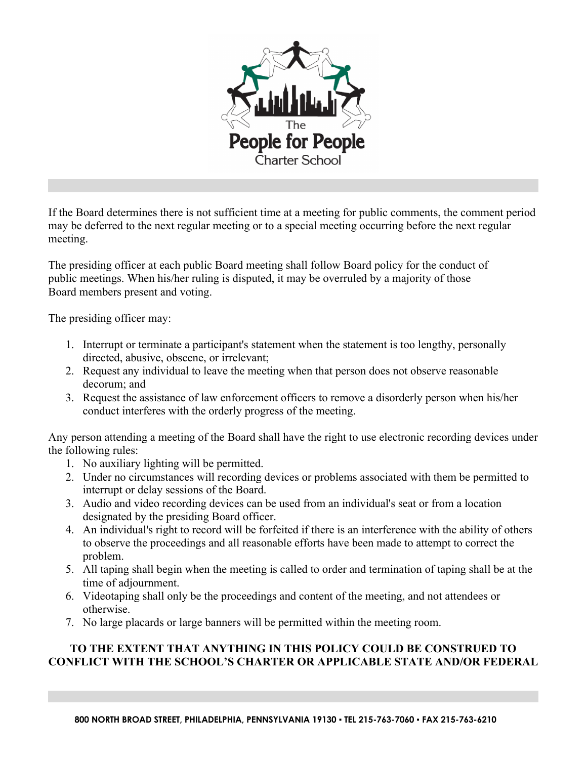If the Board determines there is not sufficient time at a meeting for public comments, the comment period may be deferred to the next regular meeting or to a special meeting occurring before the next regular meeting.

The presiding officer at each public Board meeting shall follow Board policy for the conduct of public meetings. When his/her ruling is disputed, it may be overruled by a majority of those Board members present and voting.

The presiding officer may:

1. Interrupt or terminate a participant's statement when the statement is too lengthy, personally directed, abusive, obscene, or irrelevant;
2. Request any individual to leave the meeting when that person does not observe reasonable decorum; and
3. Request the assistance of law enforcement officers to remove a disorderly person when his/her conduct interferes with the orderly progress of the meeting.

Any person attending a meeting of the Board shall have the right to use electronic recording devices under the following rules:

1. No auxiliary lighting will be permitted.
2. Under no circumstances will recording devices or problems associated with them be permitted to interrupt or delay sessions of the Board.
3. Audio and video recording devices can be used from an individual's seat or from a location designated by the presiding Board officer.
4. An individual's right to record will be forfeited if there is an interference with the ability of others to observe the proceedings and all reasonable efforts have been made to attempt to correct the problem.
5. All taping shall begin when the meeting is called to order and termination of taping shall be at the time of adjournment.
6. Videotaping shall only be the proceedings and content of the meeting, and not attendees or otherwise.
7. No large placards or large banners will be permitted within the meeting room.

**TO THE EXTENT THAT ANYTHING IN THIS POLICY COULD BE CONSTRUED TO CONFLICT WITH THE SCHOOL'S CHARTER OR APPLICABLE STATE AND/OR FEDERAL**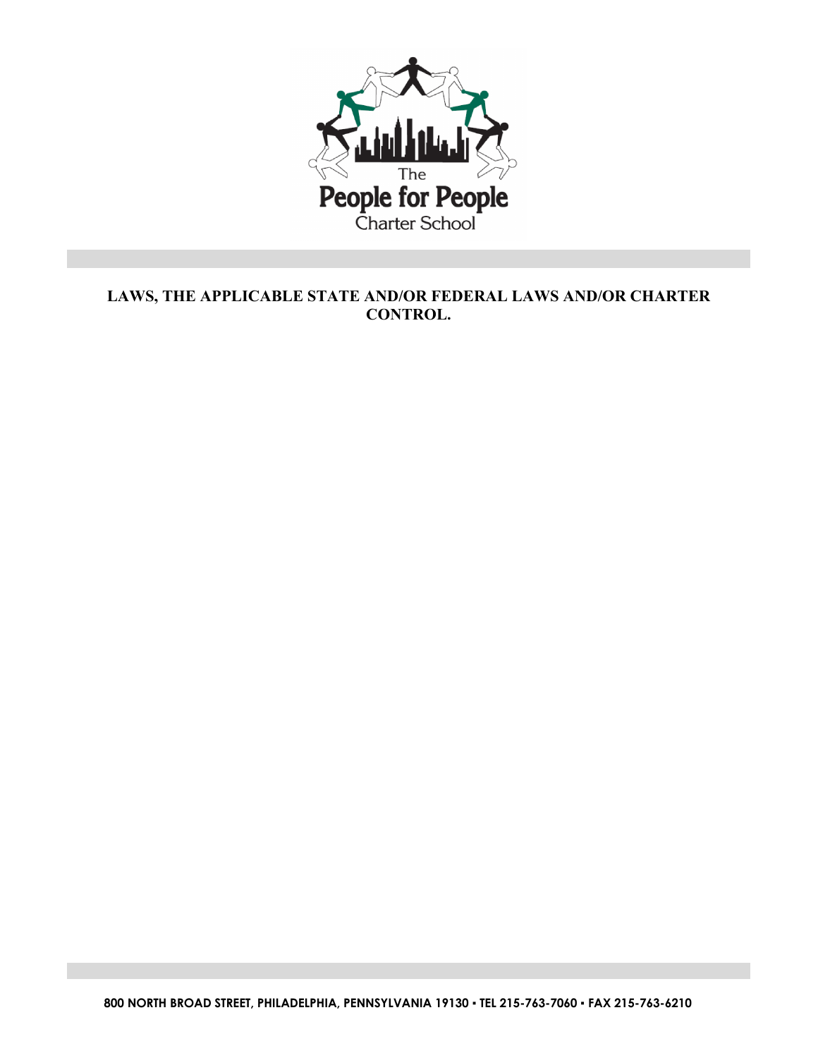**LAWS, THE APPLICABLE STATE AND/OR FEDERAL LAWS AND/OR CHARTER CONTROL.**